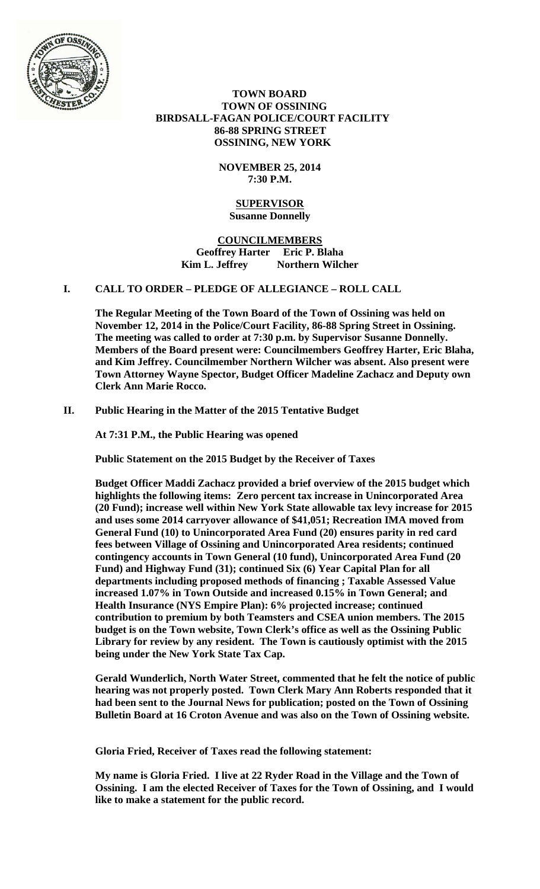**TOWN BOARD**
**TOWN OF OSSINING**
**BIRDSALL-FAGAN POLICE/COURT FACILITY**
**86-88 SPRING STREET**
**OSSINING, NEW YORK**

**NOVEMBER 25, 2014**
**7:30 P.M.**

**SUPERVISOR**
**Susanne Donnelly**

**COUNCILMEMBERS**
**Geoffrey Harter Eric P. Blaha**
**Kim L. Jeffrey Northern Wilcher**

## I. CALL TO ORDER – PLEDGE OF ALLEGIANCE – ROLL CALL

**The Regular Meeting of the Town Board of the Town of Ossining was held on November 12, 2014 in the Police/Court Facility, 86-88 Spring Street in Ossining. The meeting was called to order at 7:30 p.m. by Supervisor Susanne Donnelly. Members of the Board present were: Councilmembers Geoffrey Harter, Eric Blaha, and Kim Jeffrey. Councilmember Northern Wilcher was absent. Also present were Town Attorney Wayne Spector, Budget Officer Madeline Zachacz and Deputy own Clerk Ann Marie Rocco.**

## II. Public Hearing in the Matter of the 2015 Tentative Budget

**At 7:31 P.M., the Public Hearing was opened**

**Public Statement on the 2015 Budget by the Receiver of Taxes**

**Budget Officer Maddi Zachacz provided a brief overview of the 2015 budget which highlights the following items: Zero percent tax increase in Unincorporated Area (20 Fund); increase well within New York State allowable tax levy increase for 2015 and uses some 2014 carryover allowance of $41,051; Recreation IMA moved from General Fund (10) to Unincorporated Area Fund (20) ensures parity in red card fees between Village of Ossining and Unincorporated Area residents; continued contingency accounts in Town General (10 fund), Unincorporated Area Fund (20 Fund) and Highway Fund (31); continued Six (6) Year Capital Plan for all departments including proposed methods of financing ; Taxable Assessed Value increased 1.07% in Town Outside and increased 0.15% in Town General; and Health Insurance (NYS Empire Plan): 6% projected increase; continued contribution to premium by both Teamsters and CSEA union members. The 2015 budget is on the Town website, Town Clerk's office as well as the Ossining Public Library for review by any resident. The Town is cautiously optimist with the 2015 being under the New York State Tax Cap.**

**Gerald Wunderlich, North Water Street, commented that he felt the notice of public hearing was not properly posted. Town Clerk Mary Ann Roberts responded that it had been sent to the Journal News for publication; posted on the Town of Ossining Bulletin Board at 16 Croton Avenue and was also on the Town of Ossining website.**

**Gloria Fried, Receiver of Taxes read the following statement:**

**My name is Gloria Fried. I live at 22 Ryder Road in the Village and the Town of Ossining. I am the elected Receiver of Taxes for the Town of Ossining, and I would like to make a statement for the public record.**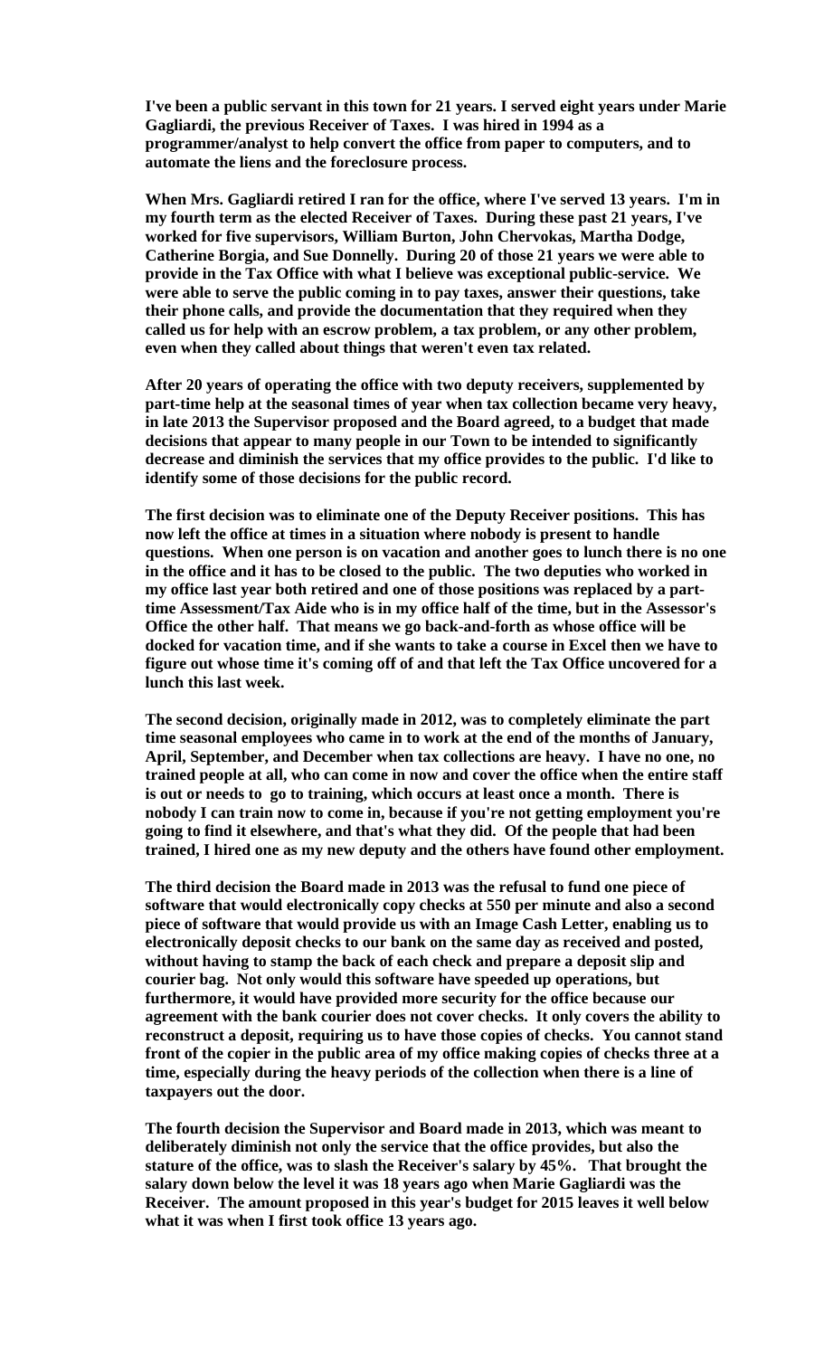**I've been a public servant in this town for 21 years. I served eight years under Marie Gagliardi, the previous Receiver of Taxes. I was hired in 1994 as a programmer/analyst to help convert the office from paper to computers, and to automate the liens and the foreclosure process.**

**When Mrs. Gagliardi retired I ran for the office, where I've served 13 years. I'm in my fourth term as the elected Receiver of Taxes. During these past 21 years, I've worked for five supervisors, William Burton, John Chervokas, Martha Dodge, Catherine Borgia, and Sue Donnelly. During 20 of those 21 years we were able to provide in the Tax Office with what I believe was exceptional public-service. We were able to serve the public coming in to pay taxes, answer their questions, take their phone calls, and provide the documentation that they required when they called us for help with an escrow problem, a tax problem, or any other problem, even when they called about things that weren't even tax related.**

**After 20 years of operating the office with two deputy receivers, supplemented by part-time help at the seasonal times of year when tax collection became very heavy, in late 2013 the Supervisor proposed and the Board agreed, to a budget that made decisions that appear to many people in our Town to be intended to significantly decrease and diminish the services that my office provides to the public. I'd like to identify some of those decisions for the public record.**

**The first decision was to eliminate one of the Deputy Receiver positions. This has now left the office at times in a situation where nobody is present to handle questions. When one person is on vacation and another goes to lunch there is no one in the office and it has to be closed to the public. The two deputies who worked in my office last year both retired and one of those positions was replaced by a part-time Assessment/Tax Aide who is in my office half of the time, but in the Assessor's Office the other half. That means we go back-and-forth as whose office will be docked for vacation time, and if she wants to take a course in Excel then we have to figure out whose time it's coming off of and that left the Tax Office uncovered for a lunch this last week.**

**The second decision, originally made in 2012, was to completely eliminate the part time seasonal employees who came in to work at the end of the months of January, April, September, and December when tax collections are heavy. I have no one, no trained people at all, who can come in now and cover the office when the entire staff is out or needs to go to training, which occurs at least once a month. There is nobody I can train now to come in, because if you're not getting employment you're going to find it elsewhere, and that's what they did. Of the people that had been trained, I hired one as my new deputy and the others have found other employment.**

**The third decision the Board made in 2013 was the refusal to fund one piece of software that would electronically copy checks at 550 per minute and also a second piece of software that would provide us with an Image Cash Letter, enabling us to electronically deposit checks to our bank on the same day as received and posted, without having to stamp the back of each check and prepare a deposit slip and courier bag. Not only would this software have speeded up operations, but furthermore, it would have provided more security for the office because our agreement with the bank courier does not cover checks. It only covers the ability to reconstruct a deposit, requiring us to have those copies of checks. You cannot stand front of the copier in the public area of my office making copies of checks three at a time, especially during the heavy periods of the collection when there is a line of taxpayers out the door.**

**The fourth decision the Supervisor and Board made in 2013, which was meant to deliberately diminish not only the service that the office provides, but also the stature of the office, was to slash the Receiver's salary by 45%. That brought the salary down below the level it was 18 years ago when Marie Gagliardi was the Receiver. The amount proposed in this year's budget for 2015 leaves it well below what it was when I first took office 13 years ago.**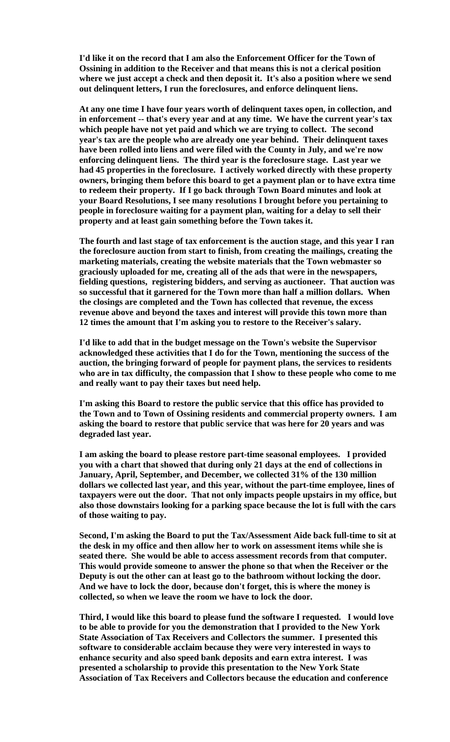**I'd like it on the record that I am also the Enforcement Officer for the Town of Ossining in addition to the Receiver and that means this is not a clerical position where we just accept a check and then deposit it. It's also a position where we send out delinquent letters, I run the foreclosures, and enforce delinquent liens.**

**At any one time I have four years worth of delinquent taxes open, in collection, and in enforcement -- that's every year and at any time. We have the current year's tax which people have not yet paid and which we are trying to collect. The second year's tax are the people who are already one year behind. Their delinquent taxes have been rolled into liens and were filed with the County in July, and we're now enforcing delinquent liens. The third year is the foreclosure stage. Last year we had 45 properties in the foreclosure. I actively worked directly with these property owners, bringing them before this board to get a payment plan or to have extra time to redeem their property. If I go back through Town Board minutes and look at your Board Resolutions, I see many resolutions I brought before you pertaining to people in foreclosure waiting for a payment plan, waiting for a delay to sell their property and at least gain something before the Town takes it.**

**The fourth and last stage of tax enforcement is the auction stage, and this year I ran the foreclosure auction from start to finish, from creating the mailings, creating the marketing materials, creating the website materials that the Town webmaster so graciously uploaded for me, creating all of the ads that were in the newspapers, fielding questions, registering bidders, and serving as auctioneer. That auction was so successful that it garnered for the Town more than half a million dollars. When the closings are completed and the Town has collected that revenue, the excess revenue above and beyond the taxes and interest will provide this town more than 12 times the amount that I'm asking you to restore to the Receiver's salary.**

**I'd like to add that in the budget message on the Town's website the Supervisor acknowledged these activities that I do for the Town, mentioning the success of the auction, the bringing forward of people for payment plans, the services to residents who are in tax difficulty, the compassion that I show to these people who come to me and really want to pay their taxes but need help.**

**I'm asking this Board to restore the public service that this office has provided to the Town and to Town of Ossining residents and commercial property owners. I am asking the board to restore that public service that was here for 20 years and was degraded last year.**

**I am asking the board to please restore part-time seasonal employees. I provided you with a chart that showed that during only 21 days at the end of collections in January, April, September, and December, we collected 31% of the 130 million dollars we collected last year, and this year, without the part-time employee, lines of taxpayers were out the door. That not only impacts people upstairs in my office, but also those downstairs looking for a parking space because the lot is full with the cars of those waiting to pay.**

**Second, I'm asking the Board to put the Tax/Assessment Aide back full-time to sit at the desk in my office and then allow her to work on assessment items while she is seated there. She would be able to access assessment records from that computer. This would provide someone to answer the phone so that when the Receiver or the Deputy is out the other can at least go to the bathroom without locking the door. And we have to lock the door, because don't forget, this is where the money is collected, so when we leave the room we have to lock the door.**

**Third, I would like this board to please fund the software I requested. I would love to be able to provide for you the demonstration that I provided to the New York State Association of Tax Receivers and Collectors the summer. I presented this software to considerable acclaim because they were very interested in ways to enhance security and also speed bank deposits and earn extra interest. I was presented a scholarship to provide this presentation to the New York State Association of Tax Receivers and Collectors because the education and conference**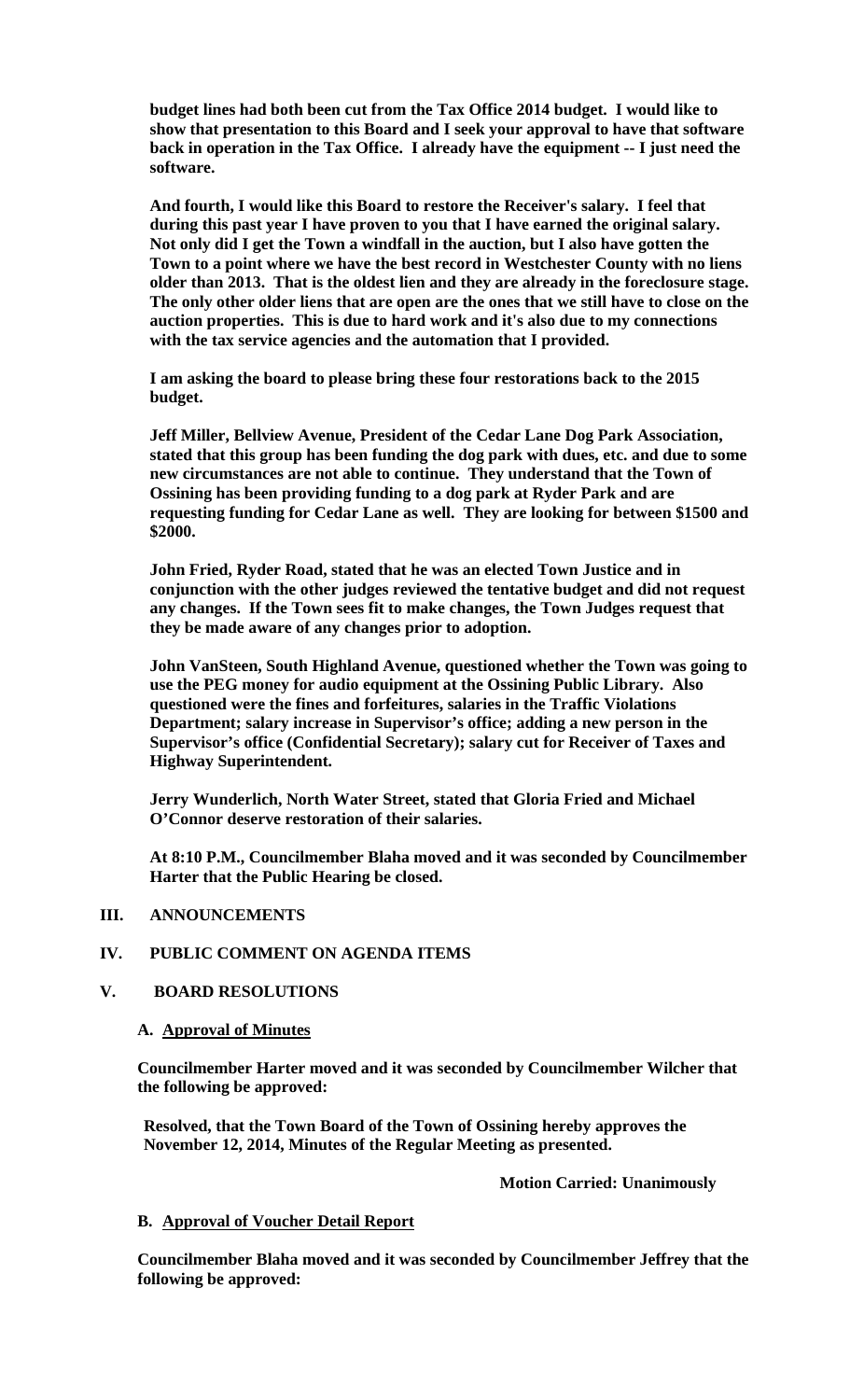**budget lines had both been cut from the Tax Office 2014 budget. I would like to show that presentation to this Board and I seek your approval to have that software back in operation in the Tax Office. I already have the equipment -- I just need the software.**

**And fourth, I would like this Board to restore the Receiver's salary. I feel that during this past year I have proven to you that I have earned the original salary. Not only did I get the Town a windfall in the auction, but I also have gotten the Town to a point where we have the best record in Westchester County with no liens older than 2013. That is the oldest lien and they are already in the foreclosure stage. The only other older liens that are open are the ones that we still have to close on the auction properties. This is due to hard work and it's also due to my connections with the tax service agencies and the automation that I provided.**

**I am asking the board to please bring these four restorations back to the 2015 budget.**

**Jeff Miller, Bellview Avenue, President of the Cedar Lane Dog Park Association, stated that this group has been funding the dog park with dues, etc. and due to some new circumstances are not able to continue. They understand that the Town of Ossining has been providing funding to a dog park at Ryder Park and are requesting funding for Cedar Lane as well. They are looking for between $1500 and $2000.**

**John Fried, Ryder Road, stated that he was an elected Town Justice and in conjunction with the other judges reviewed the tentative budget and did not request any changes. If the Town sees fit to make changes, the Town Judges request that they be made aware of any changes prior to adoption.**

**John VanSteen, South Highland Avenue, questioned whether the Town was going to use the PEG money for audio equipment at the Ossining Public Library. Also questioned were the fines and forfeitures, salaries in the Traffic Violations Department; salary increase in Supervisor's office; adding a new person in the Supervisor's office (Confidential Secretary); salary cut for Receiver of Taxes and Highway Superintendent.**

**Jerry Wunderlich, North Water Street, stated that Gloria Fried and Michael O'Connor deserve restoration of their salaries.**

**At 8:10 P.M., Councilmember Blaha moved and it was seconded by Councilmember Harter that the Public Hearing be closed.**

## III. ANNOUNCEMENTS

## IV. PUBLIC COMMENT ON AGENDA ITEMS

## V. BOARD RESOLUTIONS

### A. Approval of Minutes

**Councilmember Harter moved and it was seconded by Councilmember Wilcher that the following be approved:**

**Resolved, that the Town Board of the Town of Ossining hereby approves the November 12, 2014, Minutes of the Regular Meeting as presented.**

**Motion Carried: Unanimously**

### B. Approval of Voucher Detail Report

**Councilmember Blaha moved and it was seconded by Councilmember Jeffrey that the following be approved:**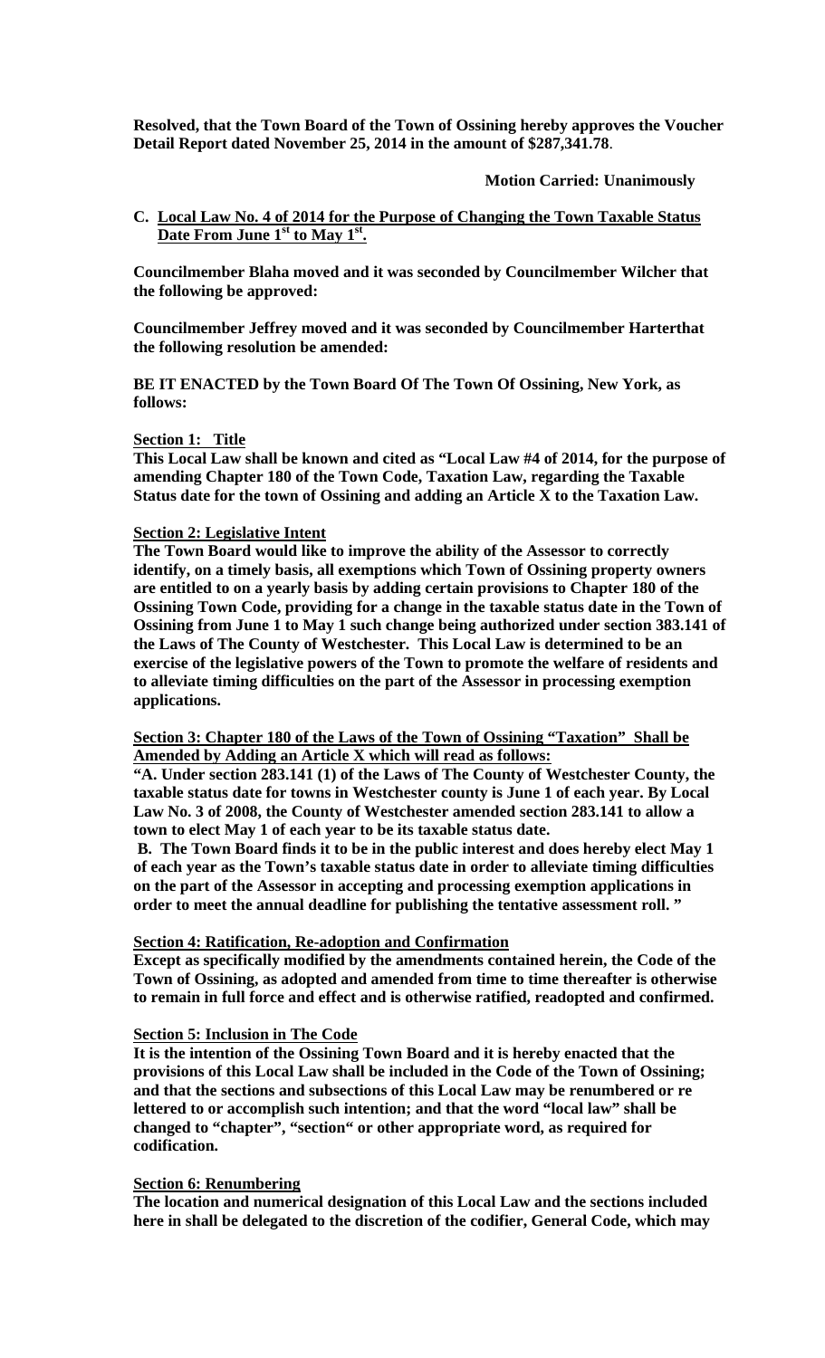**Resolved, that the Town Board of the Town of Ossining hereby approves the Voucher Detail Report dated November 25, 2014 in the amount of $287,341.78**.

**Motion Carried: Unanimously**

**C. Local Law No. 4 of 2014 for the Purpose of Changing the Town Taxable Status Date From June 1st to May 1st.**

**Councilmember Blaha moved and it was seconded by Councilmember Wilcher that the following be approved:**

**Councilmember Jeffrey moved and it was seconded by Councilmember Harterthat the following resolution be amended:**

**BE IT ENACTED by the Town Board Of The Town Of Ossining, New York, as follows:**

**Section 1: Title**

**This Local Law shall be known and cited as "Local Law #4 of 2014, for the purpose of amending Chapter 180 of the Town Code, Taxation Law, regarding the Taxable Status date for the town of Ossining and adding an Article X to the Taxation Law.**

**Section 2: Legislative Intent**

**The Town Board would like to improve the ability of the Assessor to correctly identify, on a timely basis, all exemptions which Town of Ossining property owners are entitled to on a yearly basis by adding certain provisions to Chapter 180 of the Ossining Town Code, providing for a change in the taxable status date in the Town of Ossining from June 1 to May 1 such change being authorized under section 383.141 of the Laws of The County of Westchester. This Local Law is determined to be an exercise of the legislative powers of the Town to promote the welfare of residents and to alleviate timing difficulties on the part of the Assessor in processing exemption applications.**

**Section 3: Chapter 180 of the Laws of the Town of Ossining "Taxation" Shall be Amended by Adding an Article X which will read as follows:**

**"A. Under section 283.141 (1) of the Laws of The County of Westchester County, the taxable status date for towns in Westchester county is June 1 of each year. By Local Law No. 3 of 2008, the County of Westchester amended section 283.141 to allow a town to elect May 1 of each year to be its taxable status date.**

**B. The Town Board finds it to be in the public interest and does hereby elect May 1 of each year as the Town's taxable status date in order to alleviate timing difficulties on the part of the Assessor in accepting and processing exemption applications in order to meet the annual deadline for publishing the tentative assessment roll. "**

**Section 4: Ratification, Re-adoption and Confirmation**

**Except as specifically modified by the amendments contained herein, the Code of the Town of Ossining, as adopted and amended from time to time thereafter is otherwise to remain in full force and effect and is otherwise ratified, readopted and confirmed.**

**Section 5: Inclusion in The Code**

**It is the intention of the Ossining Town Board and it is hereby enacted that the provisions of this Local Law shall be included in the Code of the Town of Ossining; and that the sections and subsections of this Local Law may be renumbered or re lettered to or accomplish such intention; and that the word "local law" shall be changed to "chapter", "section" or other appropriate word, as required for codification.**

**Section 6: Renumbering**

**The location and numerical designation of this Local Law and the sections included here in shall be delegated to the discretion of the codifier, General Code, which may**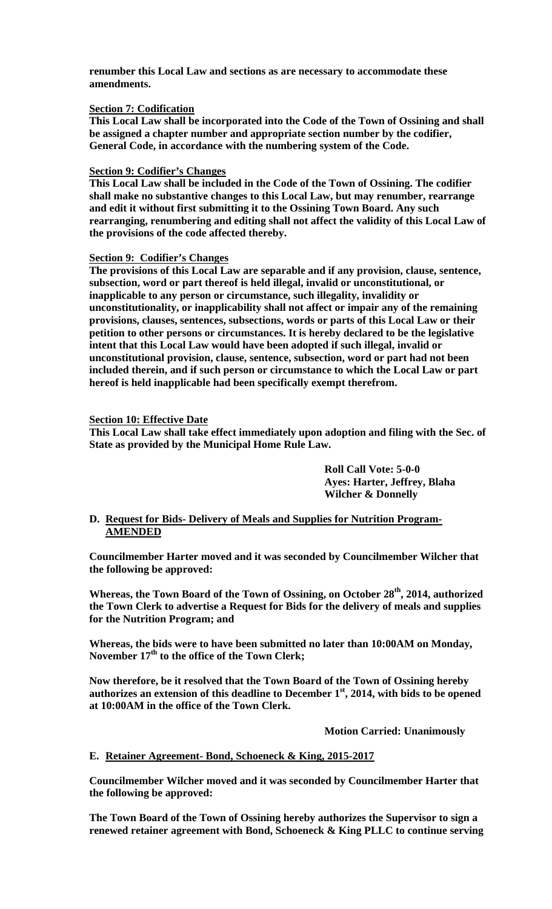**renumber this Local Law and sections as are necessary to accommodate these amendments.**

**Section 7: Codification**

**This Local Law shall be incorporated into the Code of the Town of Ossining and shall be assigned a chapter number and appropriate section number by the codifier, General Code, in accordance with the numbering system of the Code.**

**Section 9: Codifier's Changes**

**This Local Law shall be included in the Code of the Town of Ossining. The codifier shall make no substantive changes to this Local Law, but may renumber, rearrange and edit it without first submitting it to the Ossining Town Board. Any such rearranging, renumbering and editing shall not affect the validity of this Local Law of the provisions of the code affected thereby.**

**Section 9: Codifier's Changes**

**The provisions of this Local Law are separable and if any provision, clause, sentence, subsection, word or part thereof is held illegal, invalid or unconstitutional, or inapplicable to any person or circumstance, such illegality, invalidity or unconstitutionality, or inapplicability shall not affect or impair any of the remaining provisions, clauses, sentences, subsections, words or parts of this Local Law or their petition to other persons or circumstances. It is hereby declared to be the legislative intent that this Local Law would have been adopted if such illegal, invalid or unconstitutional provision, clause, sentence, subsection, word or part had not been included therein, and if such person or circumstance to which the Local Law or part hereof is held inapplicable had been specifically exempt therefrom.**

**Section 10: Effective Date**

**This Local Law shall take effect immediately upon adoption and filing with the Sec. of State as provided by the Municipal Home Rule Law.**

**Roll Call Vote: 5-0-0**
**Ayes: Harter, Jeffrey, Blaha**
**Wilcher & Donnelly**

**D. Request for Bids- Delivery of Meals and Supplies for Nutrition Program- AMENDED**

**Councilmember Harter moved and it was seconded by Councilmember Wilcher that the following be approved:**

**Whereas, the Town Board of the Town of Ossining, on October 28th, 2014, authorized the Town Clerk to advertise a Request for Bids for the delivery of meals and supplies for the Nutrition Program; and**

**Whereas, the bids were to have been submitted no later than 10:00AM on Monday, November 17th to the office of the Town Clerk;**

**Now therefore, be it resolved that the Town Board of the Town of Ossining hereby authorizes an extension of this deadline to December 1st, 2014, with bids to be opened at 10:00AM in the office of the Town Clerk.**

**Motion Carried: Unanimously**

**E. Retainer Agreement- Bond, Schoeneck & King, 2015-2017**

**Councilmember Wilcher moved and it was seconded by Councilmember Harter that the following be approved:**

**The Town Board of the Town of Ossining hereby authorizes the Supervisor to sign a renewed retainer agreement with Bond, Schoeneck & King PLLC to continue serving**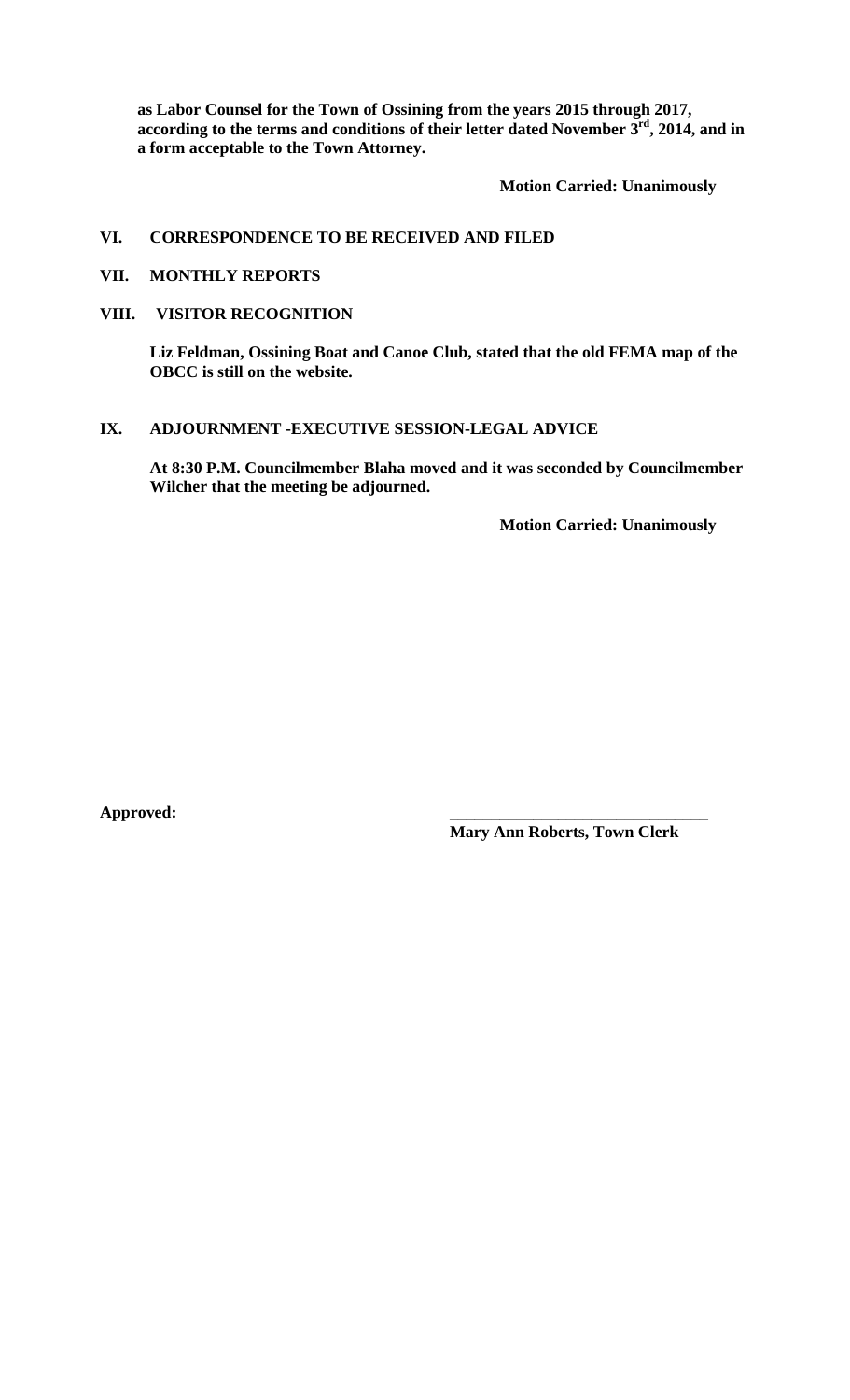**as Labor Counsel for the Town of Ossining from the years 2015 through 2017, according to the terms and conditions of their letter dated November 3rd, 2014, and in a form acceptable to the Town Attorney.**

**Motion Carried: Unanimously**

## VI. CORRESPONDENCE TO BE RECEIVED AND FILED

## VII. MONTHLY REPORTS

## VIII. VISITOR RECOGNITION

**Liz Feldman, Ossining Boat and Canoe Club, stated that the old FEMA map of the OBCC is still on the website.**

## IX. ADJOURNMENT -EXECUTIVE SESSION-LEGAL ADVICE

**At 8:30 P.M. Councilmember Blaha moved and it was seconded by Councilmember Wilcher that the meeting be adjourned.**

**Motion Carried: Unanimously**

**Approved:**

**\_\_\_\_\_\_\_\_\_\_\_\_\_\_\_\_\_\_\_\_\_\_\_\_\_\_\_\_\_\_**

**Mary Ann Roberts, Town Clerk**